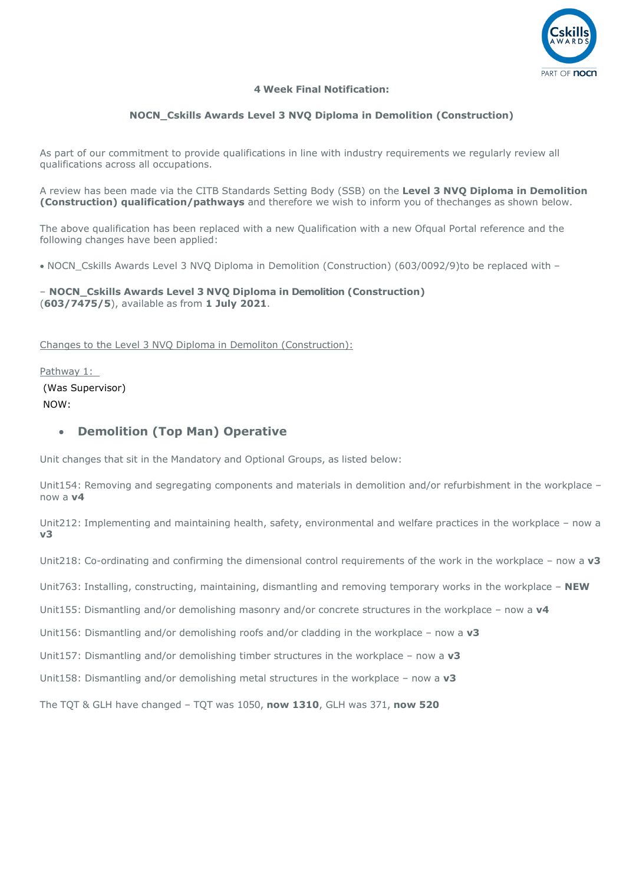**4 Week Final Notification:**

**NOCN_Cskills Awards Level 3 NVQ Diploma in Demolition (Construction)**

As part of our commitment to provide qualifications in line with industry requirements we regularly review all qualifications across all occupations.

A review has been made via the CITB Standards Setting Body (SSB) on the **Level 3 NVQ Diploma in Demolition (Construction) qualification/pathways** and therefore we wish to inform you of thechanges as shown below.

The above qualification has been replaced with a new Qualification with a new Ofqual Portal reference and the following changes have been applied:

- NOCN_Cskills Awards Level 3 NVQ Diploma in Demolition (Construction) (603/0092/9)to be replaced with –

– **NOCN_Cskills Awards Level 3 NVQ Diploma in Demolition (Construction)** (**603/7475/5**), available as from **1 July 2021**.

Changes to the Level 3 NVQ Diploma in Demoliton (Construction):

Pathway 1:

(Was Supervisor)

NOW:

- **Demolition (Top Man) Operative**

Unit changes that sit in the Mandatory and Optional Groups, as listed below:

Unit154: Removing and segregating components and materials in demolition and/or refurbishment in the workplace – now a **v4**

Unit212: Implementing and maintaining health, safety, environmental and welfare practices in the workplace – now a **v3**

Unit218: Co-ordinating and confirming the dimensional control requirements of the work in the workplace – now a **v3**

Unit763: Installing, constructing, maintaining, dismantling and removing temporary works in the workplace – **NEW**

Unit155: Dismantling and/or demolishing masonry and/or concrete structures in the workplace – now a **v4**

Unit156: Dismantling and/or demolishing roofs and/or cladding in the workplace – now a **v3**

Unit157: Dismantling and/or demolishing timber structures in the workplace – now a **v3**

Unit158: Dismantling and/or demolishing metal structures in the workplace – now a **v3**

The TQT & GLH have changed – TQT was 1050, **now 1310**, GLH was 371, **now 520**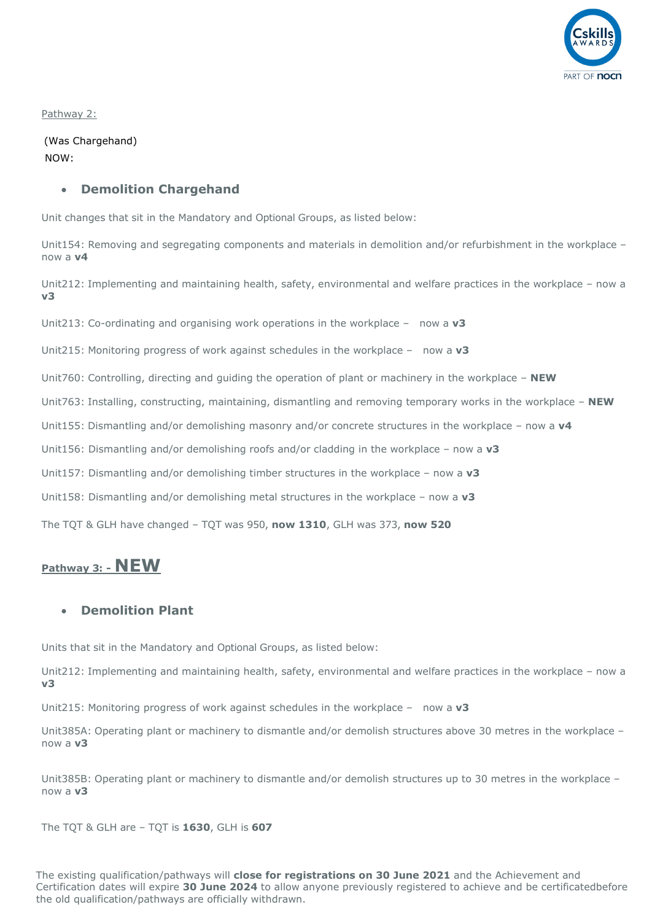Pathway 2:

(Was Chargehand)
NOW:

- **Demolition Chargehand**

Unit changes that sit in the Mandatory and Optional Groups, as listed below:

Unit154: Removing and segregating components and materials in demolition and/or refurbishment in the workplace – now a **v4**

Unit212: Implementing and maintaining health, safety, environmental and welfare practices in the workplace – now a **v3**

Unit213: Co-ordinating and organising work operations in the workplace – now a **v3**

Unit215: Monitoring progress of work against schedules in the workplace – now a **v3**

Unit760: Controlling, directing and guiding the operation of plant or machinery in the workplace – **NEW**

Unit763: Installing, constructing, maintaining, dismantling and removing temporary works in the workplace – **NEW**

Unit155: Dismantling and/or demolishing masonry and/or concrete structures in the workplace – now a **v4**

Unit156: Dismantling and/or demolishing roofs and/or cladding in the workplace – now a **v3**

Unit157: Dismantling and/or demolishing timber structures in the workplace – now a **v3**

Unit158: Dismantling and/or demolishing metal structures in the workplace – now a **v3**

The TQT & GLH have changed – TQT was 950, **now 1310**, GLH was 373, **now 520**

**Pathway 3: - NEW**

- **Demolition Plant**

Units that sit in the Mandatory and Optional Groups, as listed below:

Unit212: Implementing and maintaining health, safety, environmental and welfare practices in the workplace – now a **v3**

Unit215: Monitoring progress of work against schedules in the workplace – now a **v3**

Unit385A: Operating plant or machinery to dismantle and/or demolish structures above 30 metres in the workplace – now a **v3**

Unit385B: Operating plant or machinery to dismantle and/or demolish structures up to 30 metres in the workplace – now a **v3**

The TQT & GLH are – TQT is **1630**, GLH is **607**

The existing qualification/pathways will **close for registrations on 30 June 2021** and the Achievement and Certification dates will expire **30 June 2024** to allow anyone previously registered to achieve and be certificatedbefore the old qualification/pathways are officially withdrawn.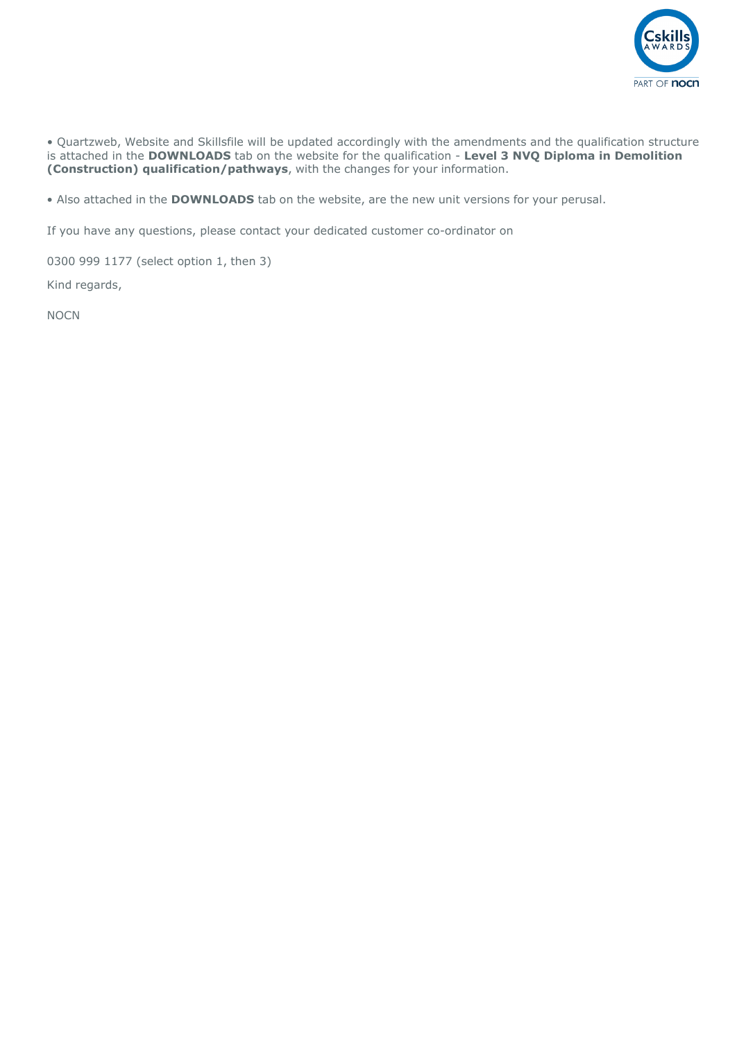- Quartzweb, Website and Skillsfile will be updated accordingly with the amendments and the qualification structure is attached in the **DOWNLOADS** tab on the website for the qualification - **Level 3 NVQ Diploma in Demolition (Construction) qualification/pathways**, with the changes for your information.

- Also attached in the **DOWNLOADS** tab on the website, are the new unit versions for your perusal.

If you have any questions, please contact your dedicated customer co-ordinator on

0300 999 1177 (select option 1, then 3)

Kind regards,

NOCN